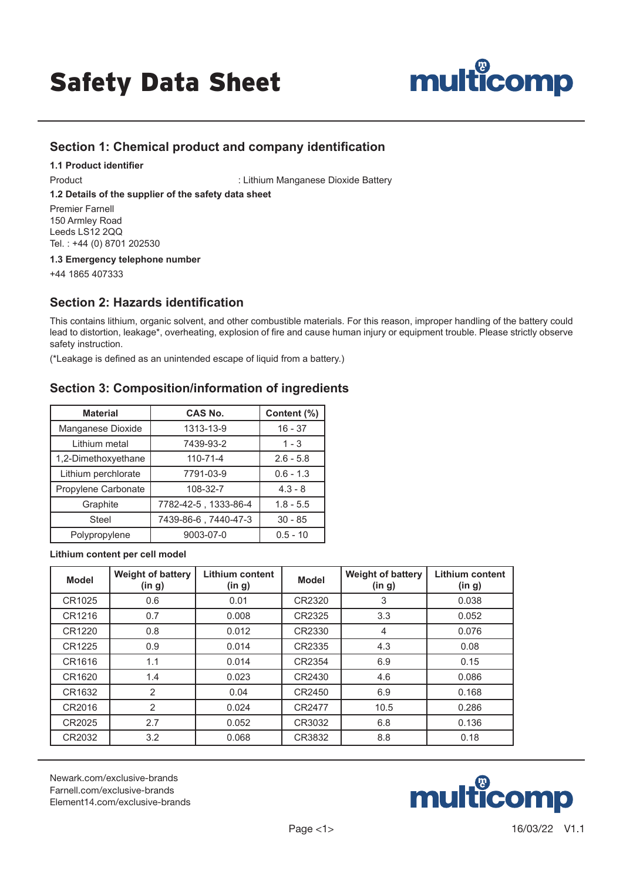# Safety Data Sheet

## Section 1: Chemical product and company identification

### 1.1 Product identifier

Product : Lithium Manganese Dioxide Battery

### 1.2 Details of the supplier of the safety data sheet

Premier Farnell
150 Armley Road
Leeds LS12 2QQ
Tel. : +44 (0) 8701 202530

### 1.3 Emergency telephone number

+44 1865 407333

## Section 2: Hazards identification

This contains lithium, organic solvent, and other combustible materials. For this reason, improper handling of the battery could lead to distortion, leakage*, overheating, explosion of fire and cause human injury or equipment trouble. Please strictly observe safety instruction.

(*Leakage is defined as an unintended escape of liquid from a battery.)

## Section 3: Composition/information of ingredients

| Material | CAS No. | Content (%) |
|---|---|---|
| Manganese Dioxide | 1313-13-9 | 16 - 37 |
| Lithium metal | 7439-93-2 | 1 - 3 |
| 1,2-Dimethoxyethane | 110-71-4 | 2.6 - 5.8 |
| Lithium perchlorate | 7791-03-9 | 0.6 - 1.3 |
| Propylene Carbonate | 108-32-7 | 4.3 - 8 |
| Graphite | 7782-42-5 , 1333-86-4 | 1.8 - 5.5 |
| Steel | 7439-86-6 , 7440-47-3 | 30 - 85 |
| Polypropylene | 9003-07-0 | 0.5 - 10 |

**Lithium content per cell model**

| Model | Weight of battery (in g) | Lithium content (in g) | Model | Weight of battery (in g) | Lithium content (in g) |
|---|---|---|---|---|---|
| CR1025 | 0.6 | 0.01 | CR2320 | 3 | 0.038 |
| CR1216 | 0.7 | 0.008 | CR2325 | 3.3 | 0.052 |
| CR1220 | 0.8 | 0.012 | CR2330 | 4 | 0.076 |
| CR1225 | 0.9 | 0.014 | CR2335 | 4.3 | 0.08 |
| CR1616 | 1.1 | 0.014 | CR2354 | 6.9 | 0.15 |
| CR1620 | 1.4 | 0.023 | CR2430 | 4.6 | 0.086 |
| CR1632 | 2 | 0.04 | CR2450 | 6.9 | 0.168 |
| CR2016 | 2 | 0.024 | CR2477 | 10.5 | 0.286 |
| CR2025 | 2.7 | 0.052 | CR3032 | 6.8 | 0.136 |
| CR2032 | 3.2 | 0.068 | CR3832 | 8.8 | 0.18 |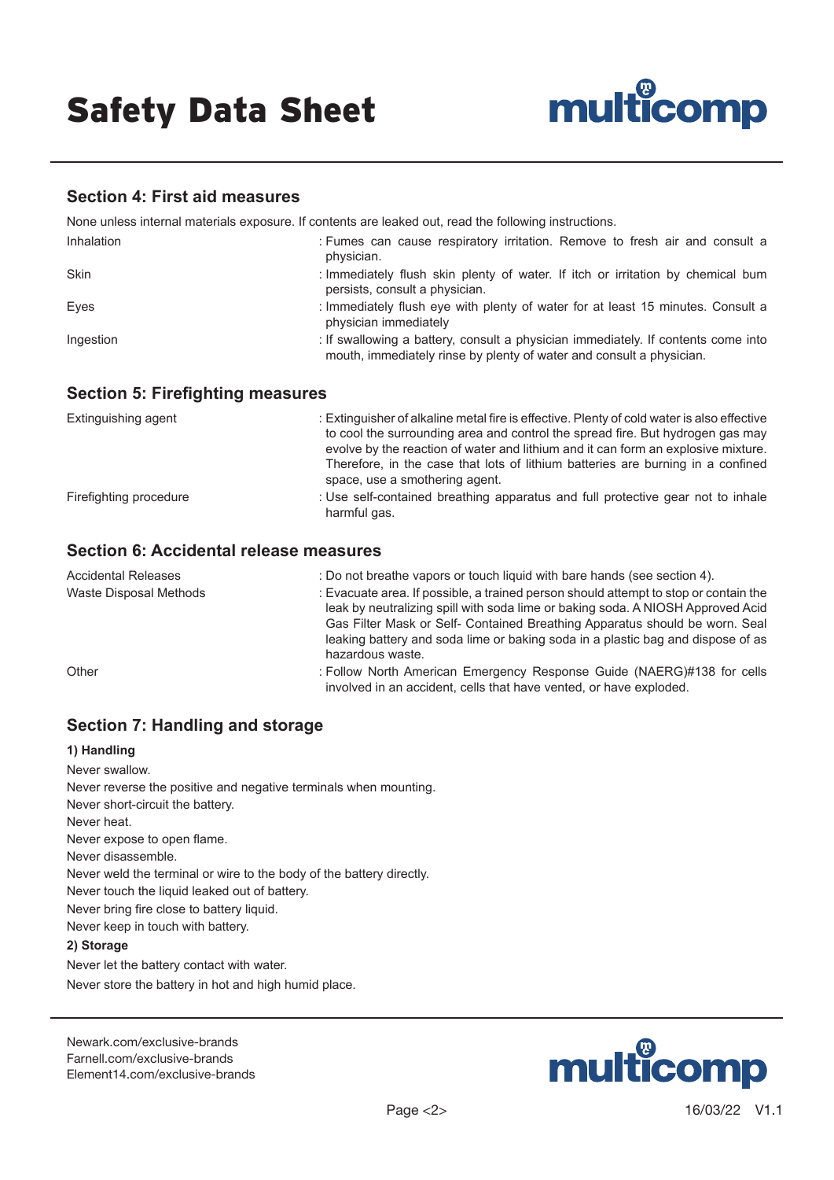## Section 4: First aid measures

None unless internal materials exposure. If contents are leaked out, read the following instructions.

| | |
|---|---|
| Inhalation | : Fumes can cause respiratory irritation. Remove to fresh air and consult a physician. |
| Skin | : Immediately flush skin plenty of water. If itch or irritation by chemical bum persists, consult a physician. |
| Eyes | : Immediately flush eye with plenty of water for at least 15 minutes. Consult a physician immediately |
| Ingestion | : If swallowing a battery, consult a physician immediately. If contents come into mouth, immediately rinse by plenty of water and consult a physician. |

## Section 5: Firefighting measures

| | |
|---|---|
| Extinguishing agent | : Extinguisher of alkaline metal fire is effective. Plenty of cold water is also effective to cool the surrounding area and control the spread fire. But hydrogen gas may evolve by the reaction of water and lithium and it can form an explosive mixture. Therefore, in the case that lots of lithium batteries are burning in a confined space, use a smothering agent. |
| Firefighting procedure | : Use self-contained breathing apparatus and full protective gear not to inhale harmful gas. |

## Section 6: Accidental release measures

| | |
|---|---|
| Accidental Releases | : Do not breathe vapors or touch liquid with bare hands (see section 4). |
| Waste Disposal Methods | : Evacuate area. If possible, a trained person should attempt to stop or contain the leak by neutralizing spill with soda lime or baking soda. A NIOSH Approved Acid Gas Filter Mask or Self- Contained Breathing Apparatus should be worn. Seal leaking battery and soda lime or baking soda in a plastic bag and dispose of as hazardous waste. |
| Other | : Follow North American Emergency Response Guide (NAERG)#138 for cells involved in an accident, cells that have vented, or have exploded. |

## Section 7: Handling and storage

**1) Handling**

Never swallow.
Never reverse the positive and negative terminals when mounting.
Never short-circuit the battery.
Never heat.
Never expose to open flame.
Never disassemble.
Never weld the terminal or wire to the body of the battery directly.
Never touch the liquid leaked out of battery.
Never bring fire close to battery liquid.
Never keep in touch with battery.

**2) Storage**

Never let the battery contact with water.
Never store the battery in hot and high humid place.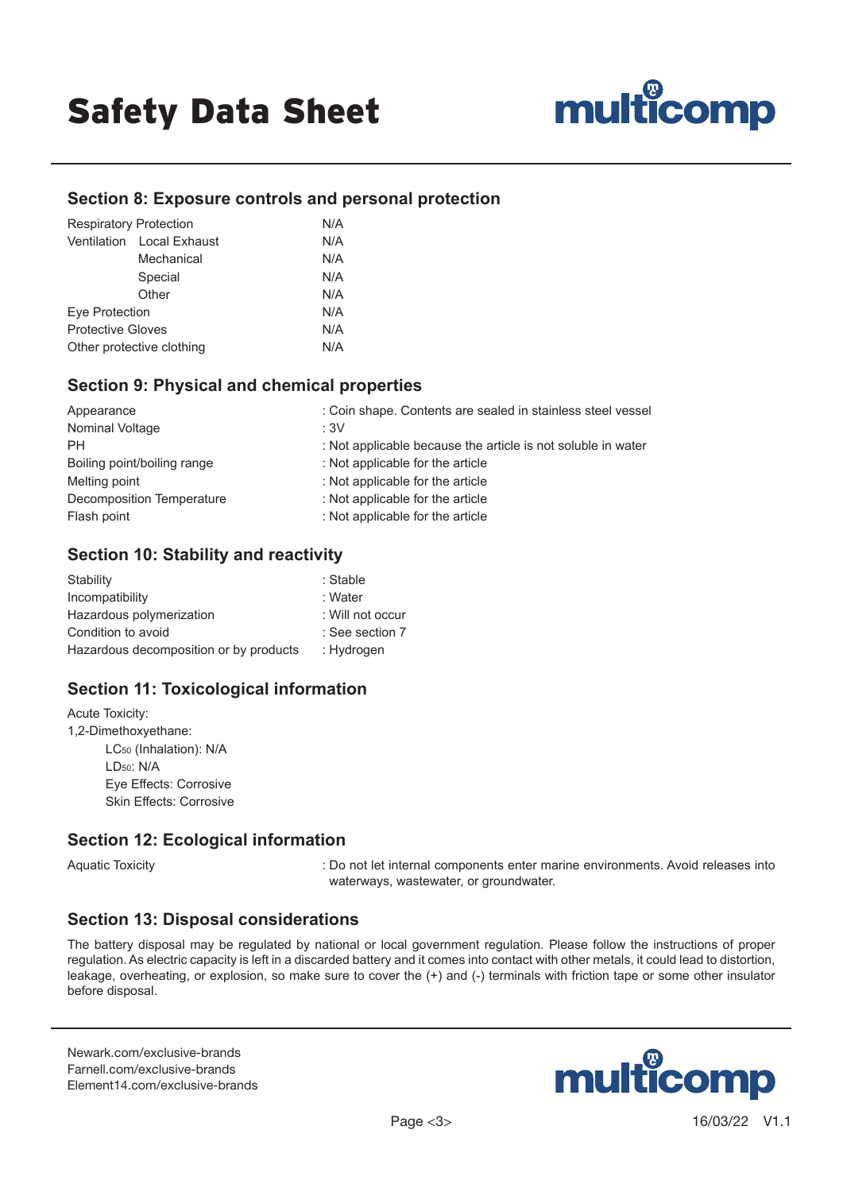## Section 8: Exposure controls and personal protection

| | | |
|---|---|---|
| Respiratory Protection | | N/A |
| Ventilation | Local Exhaust | N/A |
| | Mechanical | N/A |
| | Special | N/A |
| | Other | N/A |
| Eye Protection | | N/A |
| Protective Gloves | | N/A |
| Other protective clothing | | N/A |

## Section 9: Physical and chemical properties

| | |
|---|---|
| Appearance | : Coin shape. Contents are sealed in stainless steel vessel |
| Nominal Voltage | : 3V |
| PH | : Not applicable because the article is not soluble in water |
| Boiling point/boiling range | : Not applicable for the article |
| Melting point | : Not applicable for the article |
| Decomposition Temperature | : Not applicable for the article |
| Flash point | : Not applicable for the article |

## Section 10: Stability and reactivity

| | |
|---|---|
| Stability | : Stable |
| Incompatibility | : Water |
| Hazardous polymerization | : Will not occur |
| Condition to avoid | : See section 7 |
| Hazardous decomposition or by products | : Hydrogen |

## Section 11: Toxicological information

Acute Toxicity:

1,2-Dimethoxyethane:

- $LC_{50}$ (Inhalation): N/A
- $LD_{50}$: N/A
- Eye Effects: Corrosive
- Skin Effects: Corrosive

## Section 12: Ecological information

| | |
|---|---|
| Aquatic Toxicity | : Do not let internal components enter marine environments. Avoid releases into waterways, wastewater, or groundwater. |

## Section 13: Disposal considerations

The battery disposal may be regulated by national or local government regulation. Please follow the instructions of proper regulation. As electric capacity is left in a discarded battery and it comes into contact with other metals, it could lead to distortion, leakage, overheating, or explosion, so make sure to cover the (+) and (-) terminals with friction tape or some other insulator before disposal.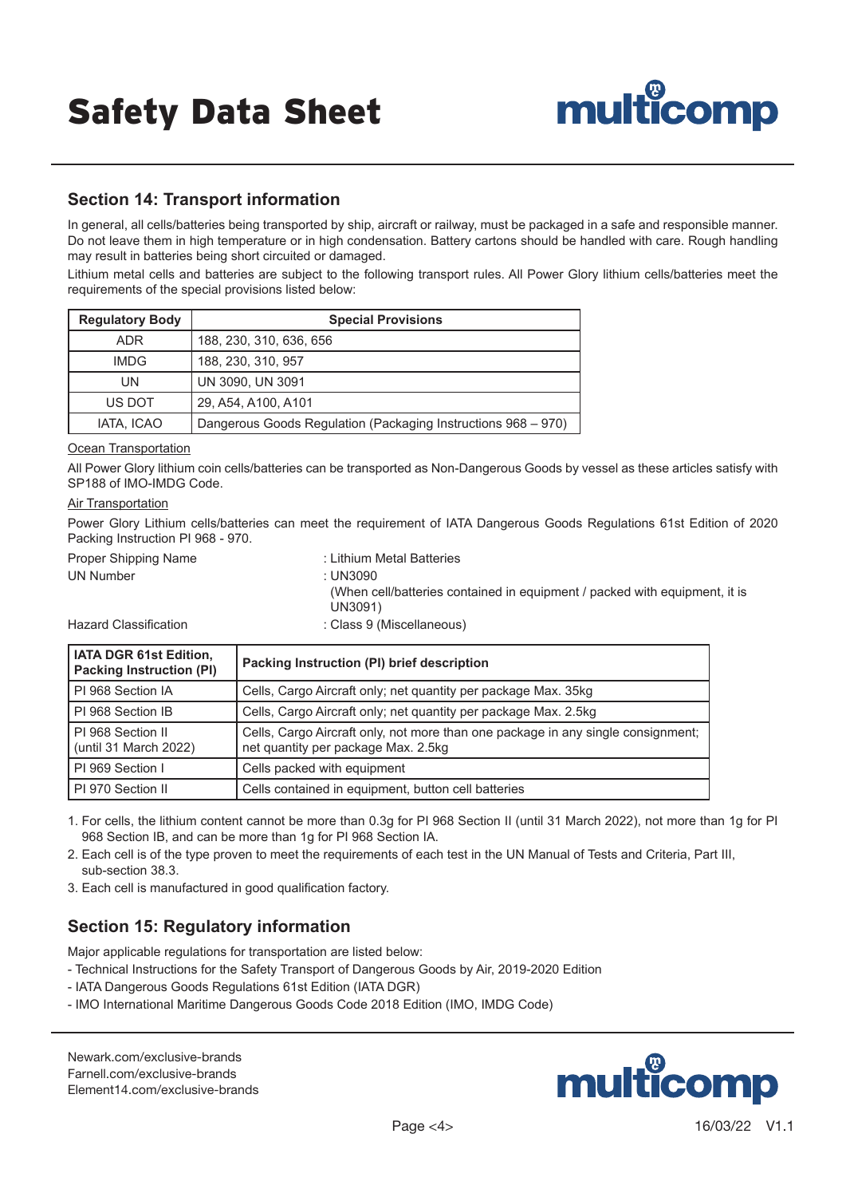## Section 14: Transport information

In general, all cells/batteries being transported by ship, aircraft or railway, must be packaged in a safe and responsible manner. Do not leave them in high temperature or in high condensation. Battery cartons should be handled with care. Rough handling may result in batteries being short circuited or damaged.

Lithium metal cells and batteries are subject to the following transport rules. All Power Glory lithium cells/batteries meet the requirements of the special provisions listed below:

| Regulatory Body | Special Provisions |
|---|---|
| ADR | 188, 230, 310, 636, 656 |
| IMDG | 188, 230, 310, 957 |
| UN | UN 3090, UN 3091 |
| US DOT | 29, A54, A100, A101 |
| IATA, ICAO | Dangerous Goods Regulation (Packaging Instructions 968 – 970) |

Ocean Transportation

All Power Glory lithium coin cells/batteries can be transported as Non-Dangerous Goods by vessel as these articles satisfy with SP188 of IMO-IMDG Code.

Air Transportation

Power Glory Lithium cells/batteries can meet the requirement of IATA Dangerous Goods Regulations 61st Edition of 2020 Packing Instruction PI 968 - 970.

Proper Shipping Name : Lithium Metal Batteries

UN Number : UN3090
(When cell/batteries contained in equipment / packed with equipment, it is UN3091)

Hazard Classification : Class 9 (Miscellaneous)

| IATA DGR 61st Edition, Packing Instruction (PI) | Packing Instruction (PI) brief description |
|---|---|
| PI 968 Section IA | Cells, Cargo Aircraft only; net quantity per package Max. 35kg |
| PI 968 Section IB | Cells, Cargo Aircraft only; net quantity per package Max. 2.5kg |
| PI 968 Section II (until 31 March 2022) | Cells, Cargo Aircraft only, not more than one package in any single consignment; net quantity per package Max. 2.5kg |
| PI 969 Section I | Cells packed with equipment |
| PI 970 Section II | Cells contained in equipment, button cell batteries |

1. For cells, the lithium content cannot be more than 0.3g for PI 968 Section II (until 31 March 2022), not more than 1g for PI 968 Section IB, and can be more than 1g for PI 968 Section IA.
2. Each cell is of the type proven to meet the requirements of each test in the UN Manual of Tests and Criteria, Part III, sub-section 38.3.
3. Each cell is manufactured in good qualification factory.

## Section 15: Regulatory information

Major applicable regulations for transportation are listed below:

- Technical Instructions for the Safety Transport of Dangerous Goods by Air, 2019-2020 Edition
- IATA Dangerous Goods Regulations 61st Edition (IATA DGR)
- IMO International Maritime Dangerous Goods Code 2018 Edition (IMO, IMDG Code)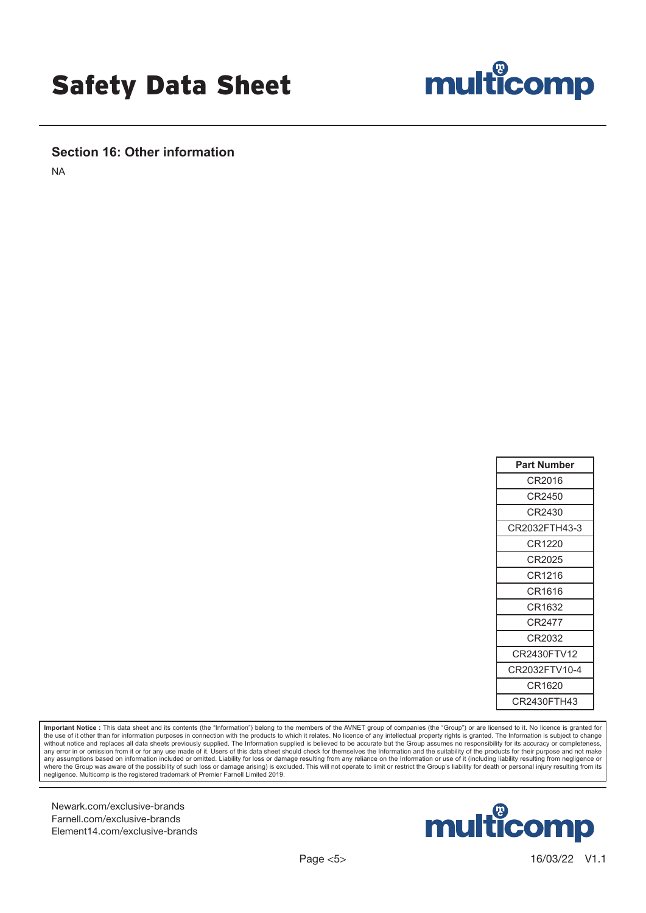## Section 16: Other information

NA

| Part Number |
|---|
| CR2016 |
| CR2450 |
| CR2430 |
| CR2032FTH43-3 |
| CR1220 |
| CR2025 |
| CR1216 |
| CR1616 |
| CR1632 |
| CR2477 |
| CR2032 |
| CR2430FTV12 |
| CR2032FTV10-4 |
| CR1620 |
| CR2430FTH43 |

**Important Notice :** This data sheet and its contents (the "Information") belong to the members of the AVNET group of companies (the "Group") or are licensed to it. No licence is granted for the use of it other than for information purposes in connection with the products to which it relates. No licence of any intellectual property rights is granted. The Information is subject to change without notice and replaces all data sheets previously supplied. The Information supplied is believed to be accurate but the Group assumes no responsibility for its accuracy or completeness, any error in or omission from it or for any use made of it. Users of this data sheet should check for themselves the Information and the suitability of the products for their purpose and not make any assumptions based on information included or omitted. Liability for loss or damage resulting from any reliance on the Information or use of it (including liability resulting from negligence or where the Group was aware of the possibility of such loss or damage arising) is excluded. This will not operate to limit or restrict the Group's liability for death or personal injury resulting from its negligence. Multicomp is the registered trademark of Premier Farnell Limited 2019.

Newark.com/exclusive-brands
Farnell.com/exclusive-brands
Element14.com/exclusive-brands

16/03/22 V1.1